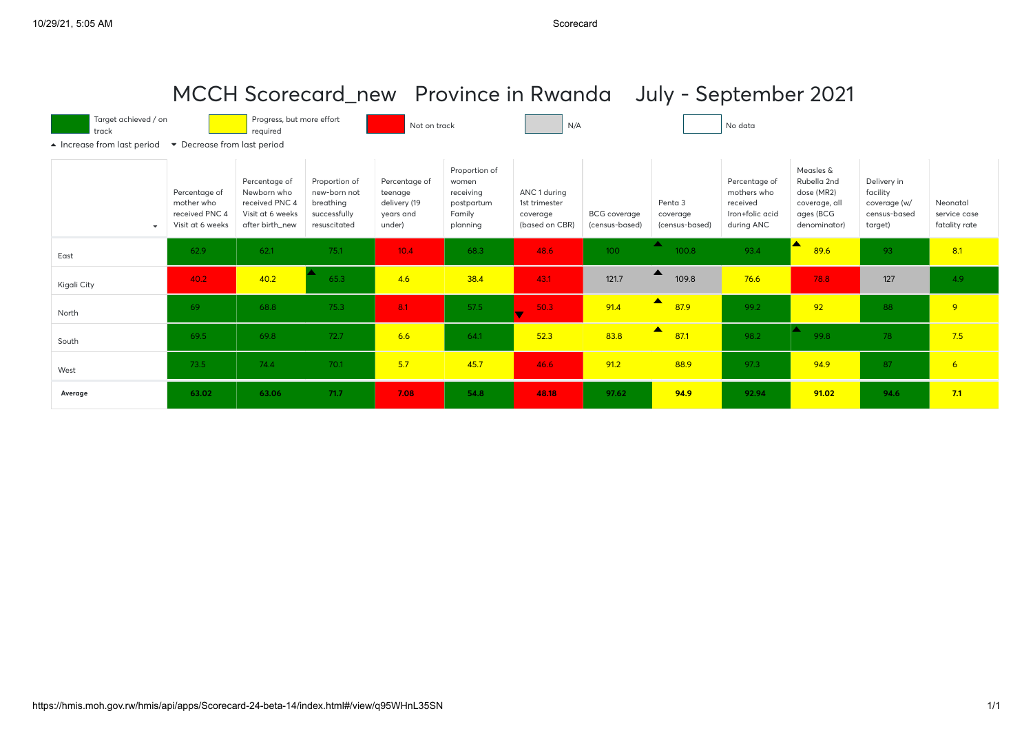# MCCH Scorecard_new   Province in Rwanda   July - September 2021

Legend: Target achieved / on track (green) | Progress, but more effort required (yellow) | Not on track (red) | N/A (grey) | No data (white)

▲ Increase from last period   ▼ Decrease from last period

| | Percentage of mother who received PNC 4 Visit at 6 weeks | Percentage of Newborn who received PNC 4 Visit at 6 weeks after birth_new | Proportion of new-born not breathing successfully resuscitated | Percentage of teenage delivery (19 years and under) | Proportion of women receiving postpartum Family planning | ANC 1 during 1st trimester coverage (based on CBR) | BCG coverage (census-based) | Penta 3 coverage (census-based) | Percentage of mothers who received Iron+folic acid during ANC | Measles & Rubella 2nd dose (MR2) coverage, all ages (BCG denominator) | Delivery in facility coverage (w/ census-based target) | Neonatal service case fatality rate |
|---|---|---|---|---|---|---|---|---|---|---|---|---|
| East | 62.9 | 62.1 | 75.1 | 10.4 | 68.3 | 48.6 | 100 | ▲ 100.8 | 93.4 | ▲ 89.6 | 93 | 8.1 |
| Kigali City | 40.2 | 40.2 | ▲ 65.3 | 4.6 | 38.4 | 43.1 | 121.7 | ▲ 109.8 | 76.6 | 78.8 | 127 | 4.9 |
| North | 69 | 68.8 | 75.3 | 8.1 | 57.5 | ▼ 50.3 | 91.4 | ▲ 87.9 | 99.2 | 92 | 88 | 9 |
| South | 69.5 | 69.8 | 72.7 | 6.6 | 64.1 | 52.3 | 83.8 | ▲ 87.1 | 98.2 | ▲ 99.8 | 78 | 7.5 |
| West | 73.5 | 74.4 | 70.1 | 5.7 | 45.7 | 46.6 | 91.2 | 88.9 | 97.3 | 94.9 | 87 | 6 |
| **Average** | **63.02** | **63.06** | **71.7** | **7.08** | **54.8** | **48.18** | **97.62** | **94.9** | **92.94** | **91.02** | **94.6** | **7.1** |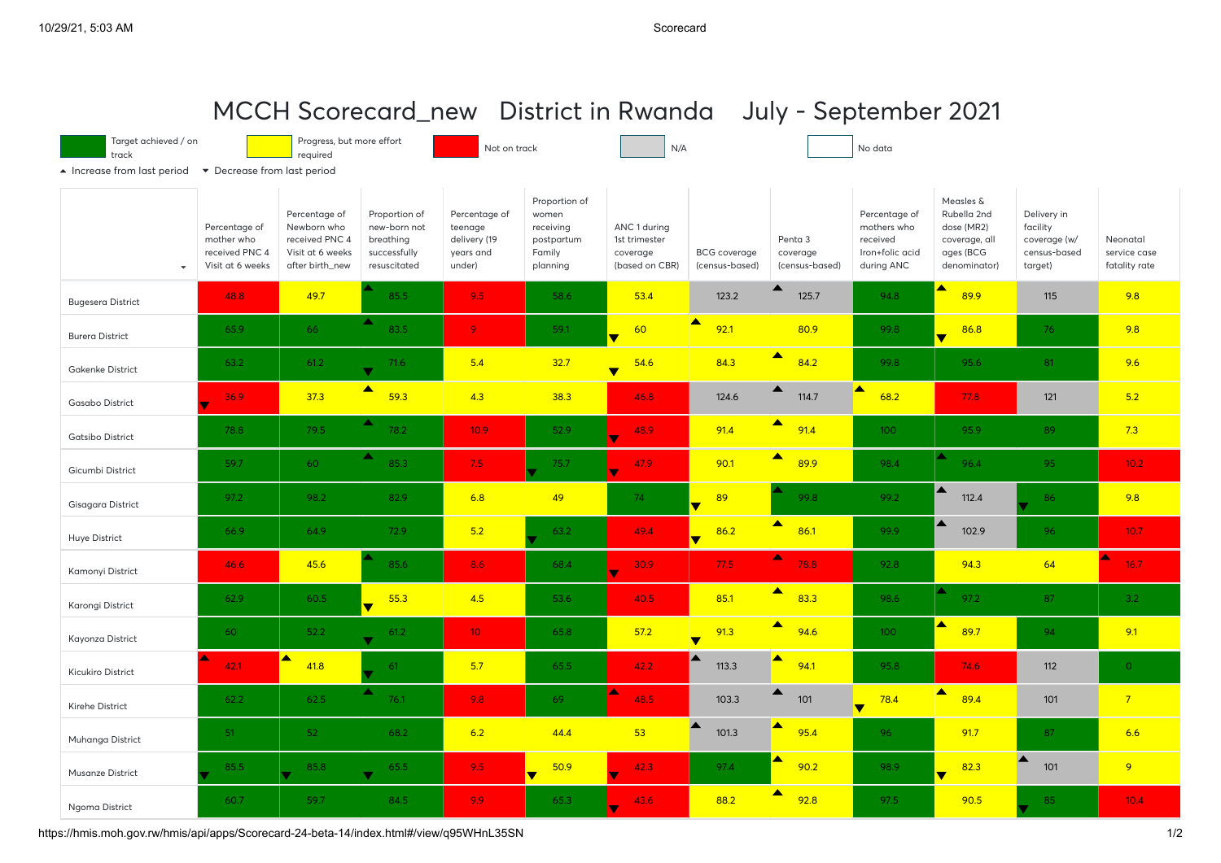# MCCH Scorecard_new District in Rwanda July - September 2021

Target achieved / on track | Progress, but more effort required | Not on track | N/A | No data

▲ Increase from last period ▼ Decrease from last period

| | Percentage of mother who received PNC 4 Visit at 6 weeks | Percentage of Newborn who received PNC 4 Visit at 6 weeks after birth_new | Proportion of new-born not breathing successfully resuscitated | Percentage of teenage delivery (19 years and under) | Proportion of women receiving postpartum Family planning | ANC 1 during 1st trimester coverage (based on CBR) | BCG coverage (census-based) | Penta 3 coverage (census-based) | Percentage of mothers who received Iron+folic acid during ANC | Measles & Rubella 2nd dose (MR2) coverage, all ages (BCG denominator) | Delivery in facility coverage (w/ census-based target) | Neonatal service case fatality rate |
|---|---|---|---|---|---|---|---|---|---|---|---|---|
| Bugesera District | 48.8 | 49.7 | ▲ 85.5 | 9.5 | 58.6 | 53.4 | 123.2 | ▲ 125.7 | 94.8 | ▲ 89.9 | 115 | 9.8 |
| Burera District | 65.9 | 66 | ▲ 83.5 | 9 | 59.1 | ▼ 60 | ▲ 92.1 | 80.9 | 99.8 | ▼ 86.8 | 76 | 9.8 |
| Gakenke District | 63.2 | 61.2 | ▼ 71.6 | 5.4 | 32.7 | ▼ 54.6 | 84.3 | ▲ 84.2 | 99.8 | 95.6 | 81 | 9.6 |
| Gasabo District | ▼ 36.9 | 37.3 | ▲ 59.3 | 4.3 | 38.3 | 46.8 | 124.6 | ▲ 114.7 | ▲ 68.2 | 77.8 | 121 | 5.2 |
| Gatsibo District | 78.8 | 79.5 | ▲ 78.2 | 10.9 | 52.9 | ▼ 48.9 | 91.4 | ▲ 91.4 | 100 | 95.9 | 89 | 7.3 |
| Gicumbi District | 59.7 | 60 | ▲ 85.3 | 7.5 | ▼ 75.7 | ▼ 47.9 | 90.1 | ▲ 89.9 | 98.4 | ▲ 96.4 | 95 | 10.2 |
| Gisagara District | 97.2 | 98.2 | 82.9 | 6.8 | 49 | 74 | ▼ 89 | ▲ 99.8 | 99.2 | ▲ 112.4 | ▼ 86 | 9.8 |
| Huye District | 66.9 | 64.9 | 72.9 | 5.2 | ▼ 63.2 | 49.4 | ▼ 86.2 | ▲ 86.1 | 99.9 | ▲ 102.9 | 96 | 10.7 |
| Kamonyi District | 46.6 | 45.6 | ▲ 85.6 | 8.6 | 68.4 | ▼ 30.9 | 77.5 | ▲ 78.8 | 92.8 | 94.3 | 64 | ▲ 16.7 |
| Karongi District | 62.9 | 60.5 | ▼ 55.3 | 4.5 | 53.6 | 40.5 | 85.1 | ▲ 83.3 | 98.6 | ▲ 97.2 | 87 | 3.2 |
| Kayonza District | 60 | 52.2 | ▼ 61.2 | 10 | 65.8 | 57.2 | ▼ 91.3 | ▲ 94.6 | 100 | ▲ 89.7 | 94 | 9.1 |
| Kicukiro District | ▲ 42.1 | ▲ 41.8 | ▼ 61 | 5.7 | 65.5 | 42.2 | ▲ 113.3 | ▲ 94.1 | 95.8 | 74.6 | 112 | 0 |
| Kirehe District | 62.2 | 62.5 | ▲ 76.1 | 9.8 | 69 | ▲ 48.5 | 103.3 | ▲ 101 | ▼ 78.4 | ▲ 89.4 | 101 | 7 |
| Muhanga District | 51 | 52 | 68.2 | 6.2 | 44.4 | 53 | ▲ 101.3 | ▲ 95.4 | 96 | 91.7 | 87 | 6.6 |
| Musanze District | ▼ 85.5 | ▼ 85.8 | ▼ 65.5 | 9.5 | ▼ 50.9 | ▼ 42.3 | 97.4 | ▲ 90.2 | 98.9 | ▼ 82.3 | ▲ 101 | 9 |
| Ngoma District | 60.7 | 59.7 | 84.5 | 9.9 | 65.3 | ▼ 43.6 | 88.2 | ▲ 92.8 | 97.5 | 90.5 | ▼ 85 | 10.4 |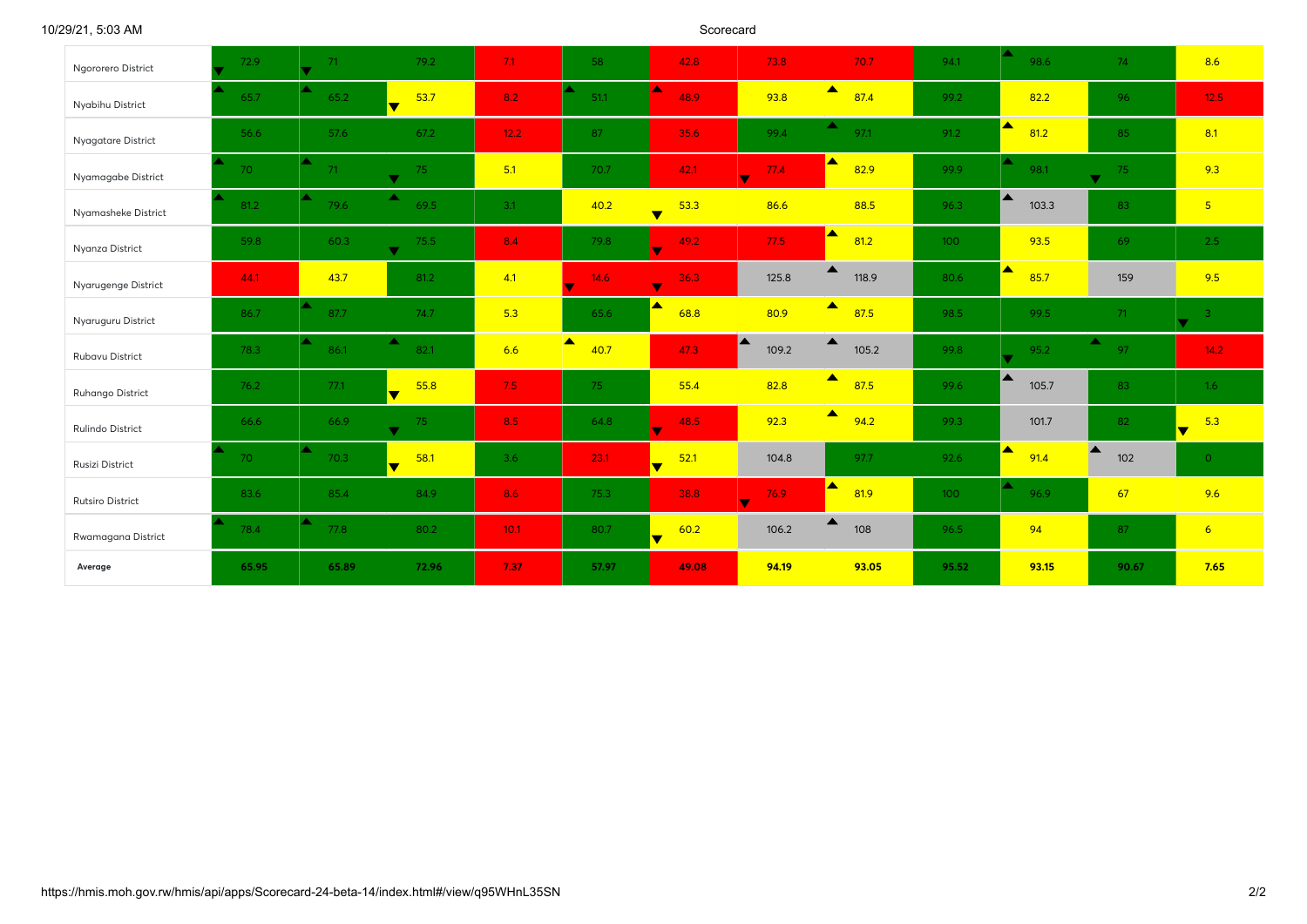Scorecard

| | | | | | | | | | | | | |
|---|---|---|---|---|---|---|---|---|---|---|---|---|
| Ngororero District | 72.9 | 71 | 79.2 | 7.1 | 58 | 42.8 | 73.8 | 70.7 | 94.1 | 98.6 | 74 | 8.6 |
| Nyabihu District | 65.7 | 65.2 | 53.7 | 8.2 | 51.1 | 48.9 | 93.8 | 87.4 | 99.2 | 82.2 | 96 | 12.5 |
| Nyagatare District | 56.6 | 57.6 | 67.2 | 12.2 | 87 | 35.6 | 99.4 | 97.1 | 91.2 | 81.2 | 85 | 8.1 |
| Nyamagabe District | 70 | 71 | 75 | 5.1 | 70.7 | 42.1 | 77.4 | 82.9 | 99.9 | 98.1 | 75 | 9.3 |
| Nyamasheke District | 81.2 | 79.6 | 69.5 | 3.1 | 40.2 | 53.3 | 86.6 | 88.5 | 96.3 | 103.3 | 83 | 5 |
| Nyanza District | 59.8 | 60.3 | 75.5 | 8.4 | 79.8 | 49.2 | 77.5 | 81.2 | 100 | 93.5 | 69 | 2.5 |
| Nyarugenge District | 44.1 | 43.7 | 81.2 | 4.1 | 14.6 | 36.3 | 125.8 | 118.9 | 80.6 | 85.7 | 159 | 9.5 |
| Nyaruguru District | 86.7 | 87.7 | 74.7 | 5.3 | 65.6 | 68.8 | 80.9 | 87.5 | 98.5 | 99.5 | 71 | 3 |
| Rubavu District | 78.3 | 86.1 | 82.1 | 6.6 | 40.7 | 47.3 | 109.2 | 105.2 | 99.8 | 95.2 | 97 | 14.2 |
| Ruhango District | 76.2 | 77.1 | 55.8 | 7.5 | 75 | 55.4 | 82.8 | 87.5 | 99.6 | 105.7 | 83 | 1.6 |
| Rulindo District | 66.6 | 66.9 | 75 | 8.5 | 64.8 | 48.5 | 92.3 | 94.2 | 99.3 | 101.7 | 82 | 5.3 |
| Rusizi District | 70 | 70.3 | 58.1 | 3.6 | 23.1 | 52.1 | 104.8 | 97.7 | 92.6 | 91.4 | 102 | 0 |
| Rutsiro District | 83.6 | 85.4 | 84.9 | 8.6 | 75.3 | 38.8 | 76.9 | 81.9 | 100 | 96.9 | 67 | 9.6 |
| Rwamagana District | 78.4 | 77.8 | 80.2 | 10.1 | 80.7 | 60.2 | 106.2 | 108 | 96.5 | 94 | 87 | 6 |
| **Average** | **65.95** | **65.89** | **72.96** | **7.37** | **57.97** | **49.08** | **94.19** | **93.05** | **95.52** | **93.15** | **90.67** | **7.65** |